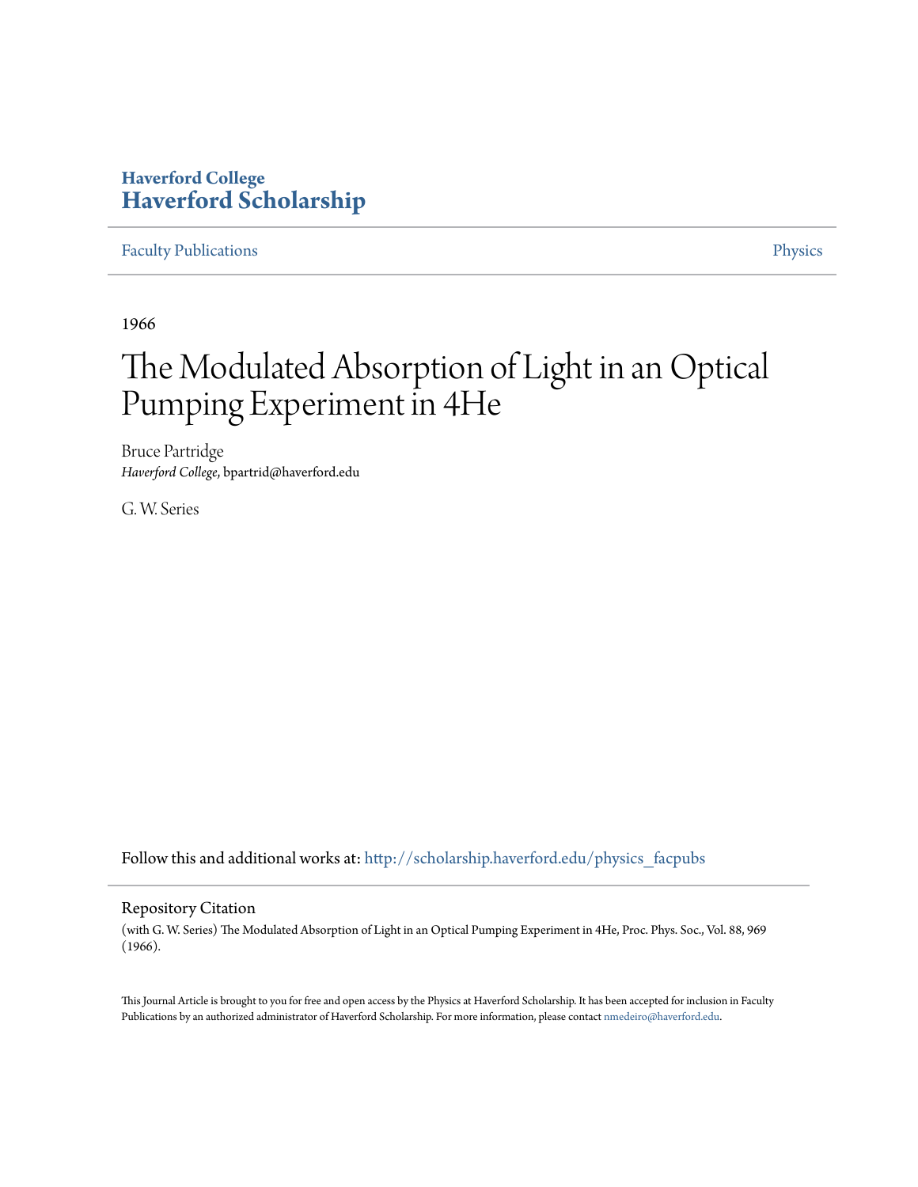Haverford College
# Haverford Scholarship

Faculty Publications

Physics

1966

# The Modulated Absorption of Light in an Optical Pumping Experiment in 4He

Bruce Partridge
*Haverford College*, bpartrid@haverford.edu

G. W. Series

Follow this and additional works at: http://scholarship.haverford.edu/physics_facpubs

## Repository Citation

(with G. W. Series) The Modulated Absorption of Light in an Optical Pumping Experiment in 4He, Proc. Phys. Soc., Vol. 88, 969 (1966).

This Journal Article is brought to you for free and open access by the Physics at Haverford Scholarship. It has been accepted for inclusion in Faculty Publications by an authorized administrator of Haverford Scholarship. For more information, please contact nmedeiro@haverford.edu.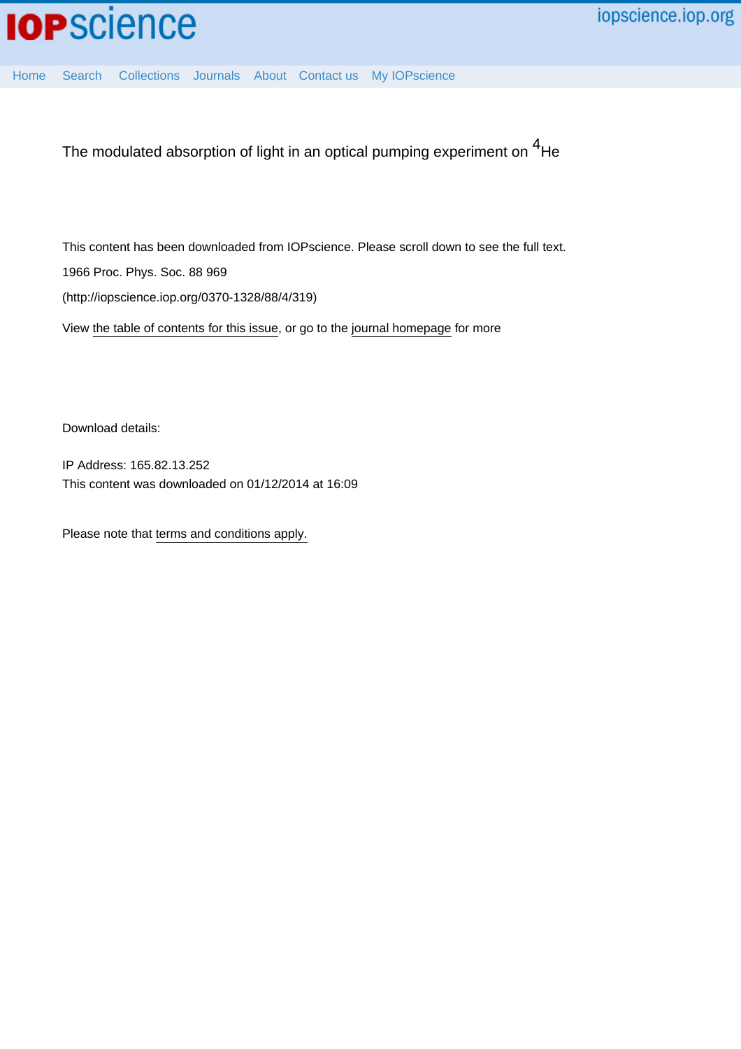The modulated absorption of light in an optical pumping experiment on $^{4}$He

This content has been downloaded from IOPscience. Please scroll down to see the full text.

1966 Proc. Phys. Soc. 88 969

(http://iopscience.iop.org/0370-1328/88/4/319)

View the table of contents for this issue, or go to the journal homepage for more

Download details:

IP Address: 165.82.13.252

This content was downloaded on 01/12/2014 at 16:09

Please note that terms and conditions apply.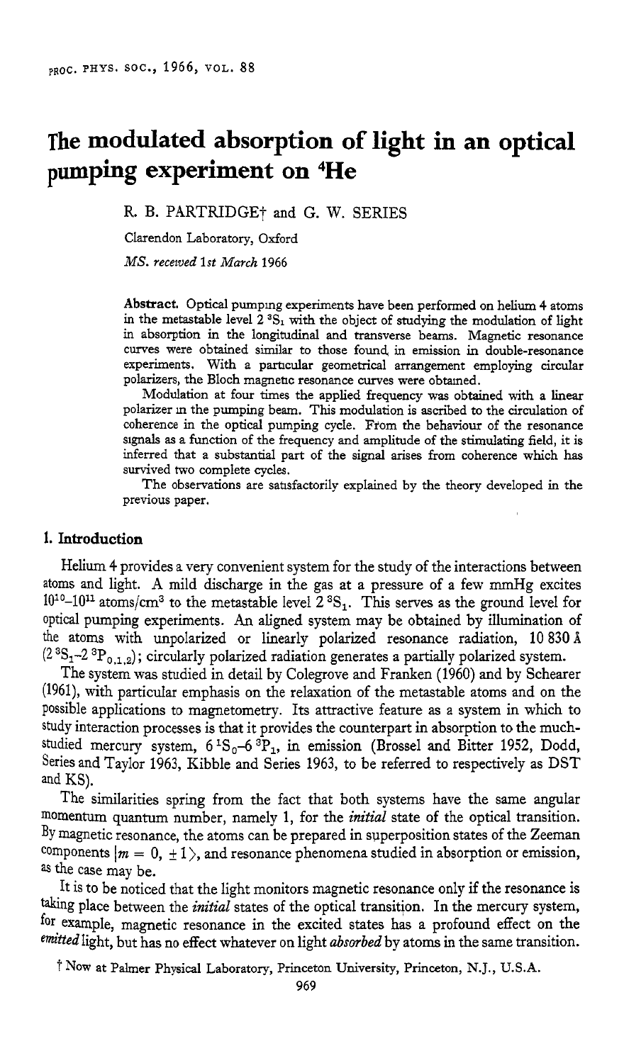# The modulated absorption of light in an optical pumping experiment on $^4$He

R. B. PARTRIDGE† and G. W. SERIES

Clarendon Laboratory, Oxford

*MS. received 1st March 1966*

**Abstract.** Optical pumping experiments have been performed on helium 4 atoms in the metastable level $2\,^3S_1$ with the object of studying the modulation of light in absorption in the longitudinal and transverse beams. Magnetic resonance curves were obtained similar to those found in emission in double-resonance experiments. With a particular geometrical arrangement employing circular polarizers, the Bloch magnetic resonance curves were obtained.

Modulation at four times the applied frequency was obtained with a linear polarizer in the pumping beam. This modulation is ascribed to the circulation of coherence in the optical pumping cycle. From the behaviour of the resonance signals as a function of the frequency and amplitude of the stimulating field, it is inferred that a substantial part of the signal arises from coherence which has survived two complete cycles.

The observations are satisfactorily explained by the theory developed in the previous paper.

## 1. Introduction

Helium 4 provides a very convenient system for the study of the interactions between atoms and light. A mild discharge in the gas at a pressure of a few mmHg excites $10^{10}$–$10^{11}$ atoms/cm$^3$ to the metastable level $2\,^3S_1$. This serves as the ground level for optical pumping experiments. An aligned system may be obtained by illumination of the atoms with unpolarized or linearly polarized resonance radiation, 10 830 Å ($2\,^3S_1$–$2\,^3P_{0,1,2}$); circularly polarized radiation generates a partially polarized system.

The system was studied in detail by Colegrove and Franken (1960) and by Schearer (1961), with particular emphasis on the relaxation of the metastable atoms and on the possible applications to magnetometry. Its attractive feature as a system in which to study interaction processes is that it provides the counterpart in absorption to the much-studied mercury system, $6\,^1S_0$–$6\,^3P_1$, in emission (Brossel and Bitter 1952, Dodd, Series and Taylor 1963, Kibble and Series 1963, to be referred to respectively as DST and KS).

The similarities spring from the fact that both systems have the same angular momentum quantum number, namely 1, for the *initial* state of the optical transition. By magnetic resonance, the atoms can be prepared in superposition states of the Zeeman components $|m = 0, \pm 1\rangle$, and resonance phenomena studied in absorption or emission, as the case may be.

It is to be noticed that the light monitors magnetic resonance only if the resonance is taking place between the *initial* states of the optical transition. In the mercury system, for example, magnetic resonance in the excited states has a profound effect on the *emitted* light, but has no effect whatever on light *absorbed* by atoms in the same transition.

† Now at Palmer Physical Laboratory, Princeton University, Princeton, N.J., U.S.A.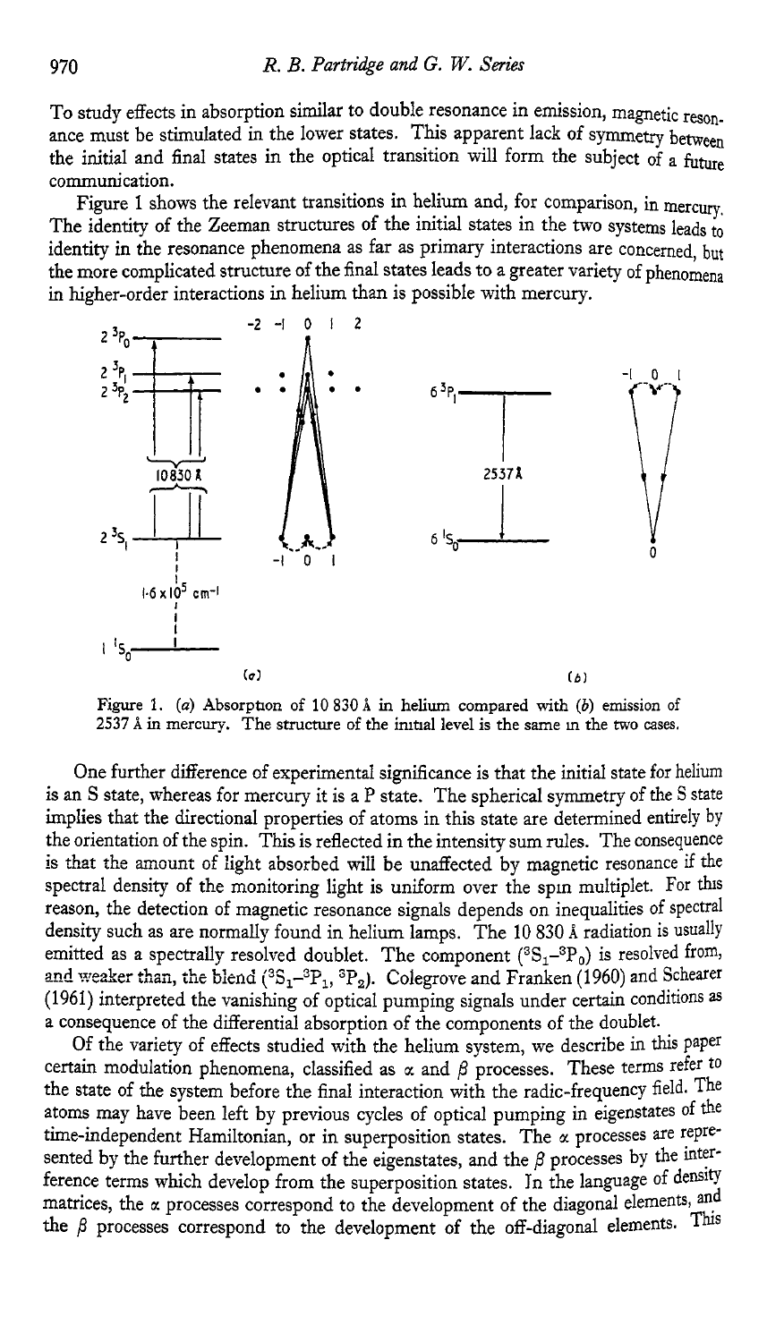To study effects in absorption similar to double resonance in emission, magnetic resonance must be stimulated in the lower states. This apparent lack of symmetry between the initial and final states in the optical transition will form the subject of a future communication.

Figure 1 shows the relevant transitions in helium and, for comparison, in mercury. The identity of the Zeeman structures of the initial states in the two systems leads to identity in the resonance phenomena as far as primary interactions are concerned, but the more complicated structure of the final states leads to a greater variety of phenomena in higher-order interactions in helium than is possible with mercury.

Figure 1. (*a*) Absorption of 10 830 Å in helium compared with (*b*) emission of 2537 Å in mercury. The structure of the initial level is the same in the two cases.

One further difference of experimental significance is that the initial state for helium is an S state, whereas for mercury it is a P state. The spherical symmetry of the S state implies that the directional properties of atoms in this state are determined entirely by the orientation of the spin. This is reflected in the intensity sum rules. The consequence is that the amount of light absorbed will be unaffected by magnetic resonance if the spectral density of the monitoring light is uniform over the spin multiplet. For this reason, the detection of magnetic resonance signals depends on inequalities of spectral density such as are normally found in helium lamps. The 10 830 Å radiation is usually emitted as a spectrally resolved doublet. The component ($^3S_1$–$^3P_0$) is resolved from, and weaker than, the blend ($^3S_1$–$^3P_1$, $^3P_2$). Colegrove and Franken (1960) and Schearer (1961) interpreted the vanishing of optical pumping signals under certain conditions as a consequence of the differential absorption of the components of the doublet.

Of the variety of effects studied with the helium system, we describe in this paper certain modulation phenomena, classified as $\alpha$ and $\beta$ processes. These terms refer to the state of the system before the final interaction with the radio-frequency field. The atoms may have been left by previous cycles of optical pumping in eigenstates of the time-independent Hamiltonian, or in superposition states. The $\alpha$ processes are represented by the further development of the eigenstates, and the $\beta$ processes by the interference terms which develop from the superposition states. In the language of density matrices, the $\alpha$ processes correspond to the development of the diagonal elements, and the $\beta$ processes correspond to the development of the off-diagonal elements. This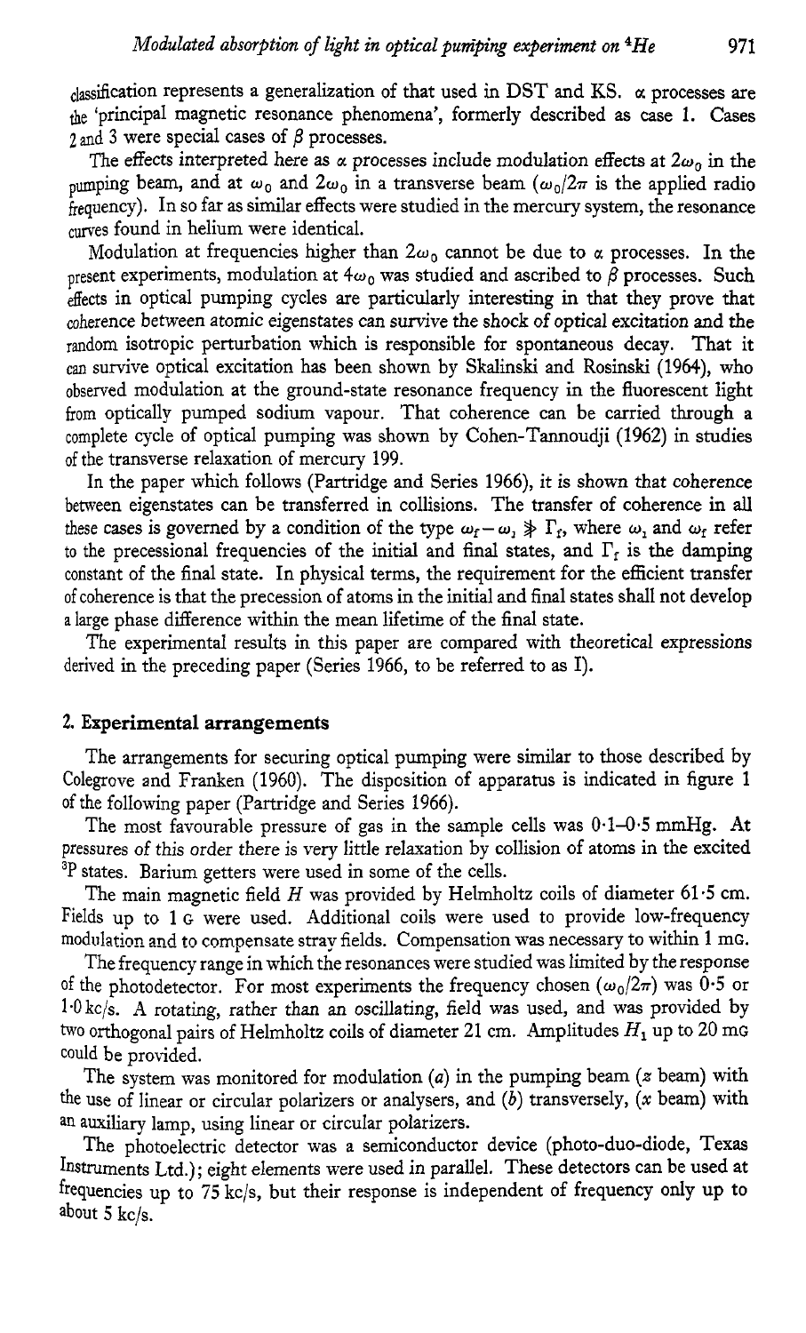classification represents a generalization of that used in DST and KS. $\alpha$ processes are the 'principal magnetic resonance phenomena', formerly described as case 1. Cases 2 and 3 were special cases of $\beta$ processes.

The effects interpreted here as $\alpha$ processes include modulation effects at $2\omega_0$ in the pumping beam, and at $\omega_0$ and $2\omega_0$ in a transverse beam ($\omega_0/2\pi$ is the applied radio frequency). In so far as similar effects were studied in the mercury system, the resonance curves found in helium were identical.

Modulation at frequencies higher than $2\omega_0$ cannot be due to $\alpha$ processes. In the present experiments, modulation at $4\omega_0$ was studied and ascribed to $\beta$ processes. Such effects in optical pumping cycles are particularly interesting in that they prove that coherence between atomic eigenstates can survive the shock of optical excitation and the random isotropic perturbation which is responsible for spontaneous decay. That it can survive optical excitation has been shown by Skalinski and Rosinski (1964), who observed modulation at the ground-state resonance frequency in the fluorescent light from optically pumped sodium vapour. That coherence can be carried through a complete cycle of optical pumping was shown by Cohen-Tannoudji (1962) in studies of the transverse relaxation of mercury 199.

In the paper which follows (Partridge and Series 1966), it is shown that coherence between eigenstates can be transferred in collisions. The transfer of coherence in all these cases is governed by a condition of the type $\omega_f - \omega_i \not\gg \Gamma_f$, where $\omega_i$ and $\omega_f$ refer to the precessional frequencies of the initial and final states, and $\Gamma_f$ is the damping constant of the final state. In physical terms, the requirement for the efficient transfer of coherence is that the precession of atoms in the initial and final states shall not develop a large phase difference within the mean lifetime of the final state.

The experimental results in this paper are compared with theoretical expressions derived in the preceding paper (Series 1966, to be referred to as I).

## 2. Experimental arrangements

The arrangements for securing optical pumping were similar to those described by Colegrove and Franken (1960). The disposition of apparatus is indicated in figure 1 of the following paper (Partridge and Series 1966).

The most favourable pressure of gas in the sample cells was 0·1–0·5 mmHg. At pressures of this order there is very little relaxation by collision of atoms in the excited $^3$P states. Barium getters were used in some of the cells.

The main magnetic field $H$ was provided by Helmholtz coils of diameter 61·5 cm. Fields up to 1 G were used. Additional coils were used to provide low-frequency modulation and to compensate stray fields. Compensation was necessary to within 1 mG.

The frequency range in which the resonances were studied was limited by the response of the photodetector. For most experiments the frequency chosen ($\omega_0/2\pi$) was 0·5 or 1·0 kc/s. A rotating, rather than an oscillating, field was used, and was provided by two orthogonal pairs of Helmholtz coils of diameter 21 cm. Amplitudes $H_1$ up to 20 mG could be provided.

The system was monitored for modulation (*a*) in the pumping beam ($z$ beam) with the use of linear or circular polarizers or analysers, and (*b*) transversely, ($x$ beam) with an auxiliary lamp, using linear or circular polarizers.

The photoelectric detector was a semiconductor device (photo-duo-diode, Texas Instruments Ltd.); eight elements were used in parallel. These detectors can be used at frequencies up to 75 kc/s, but their response is independent of frequency only up to about 5 kc/s.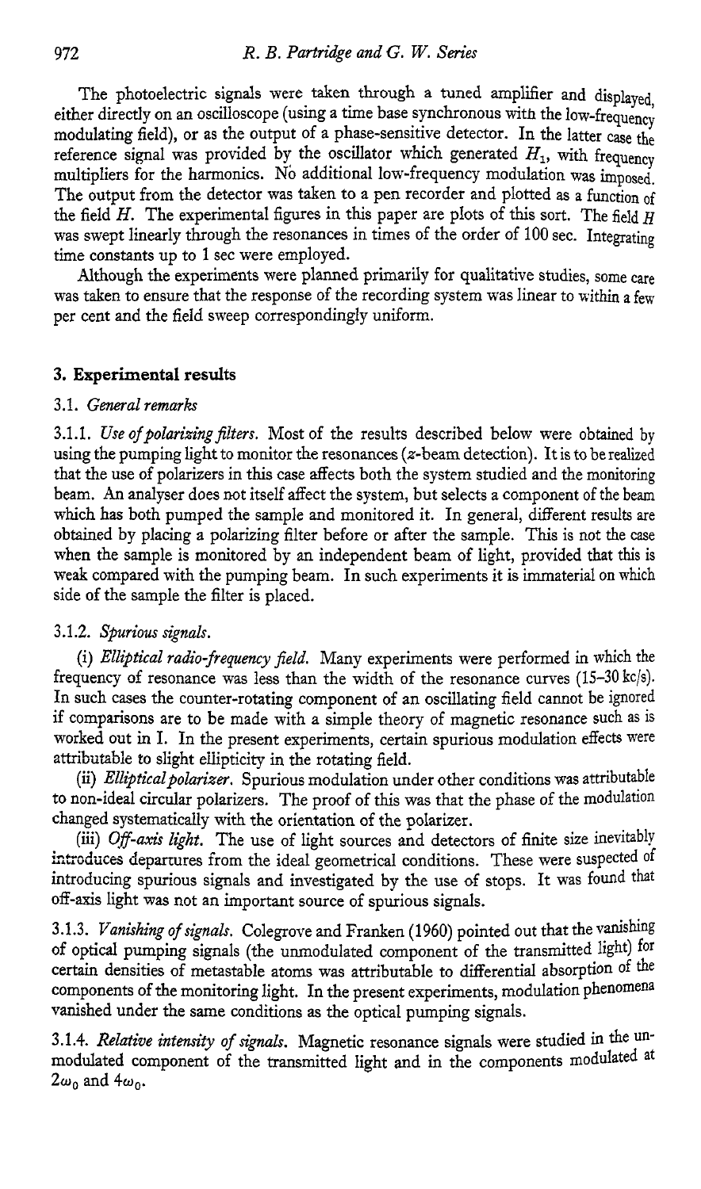The photoelectric signals were taken through a tuned amplifier and displayed, either directly on an oscilloscope (using a time base synchronous with the low-frequency modulating field), or as the output of a phase-sensitive detector. In the latter case the reference signal was provided by the oscillator which generated $H_1$, with frequency multipliers for the harmonics. No additional low-frequency modulation was imposed. The output from the detector was taken to a pen recorder and plotted as a function of the field $H$. The experimental figures in this paper are plots of this sort. The field $H$ was swept linearly through the resonances in times of the order of 100 sec. Integrating time constants up to 1 sec were employed.

Although the experiments were planned primarily for qualitative studies, some care was taken to ensure that the response of the recording system was linear to within a few per cent and the field sweep correspondingly uniform.

## 3. Experimental results

### 3.1. *General remarks*

3.1.1. *Use of polarizing filters.* Most of the results described below were obtained by using the pumping light to monitor the resonances ($z$-beam detection). It is to be realized that the use of polarizers in this case affects both the system studied and the monitoring beam. An analyser does not itself affect the system, but selects a component of the beam which has both pumped the sample and monitored it. In general, different results are obtained by placing a polarizing filter before or after the sample. This is not the case when the sample is monitored by an independent beam of light, provided that this is weak compared with the pumping beam. In such experiments it is immaterial on which side of the sample the filter is placed.

3.1.2. *Spurious signals.*

(i) *Elliptical radio-frequency field.* Many experiments were performed in which the frequency of resonance was less than the width of the resonance curves (15–30 kc/s). In such cases the counter-rotating component of an oscillating field cannot be ignored if comparisons are to be made with a simple theory of magnetic resonance such as is worked out in I. In the present experiments, certain spurious modulation effects were attributable to slight ellipticity in the rotating field.

(ii) *Elliptical polarizer.* Spurious modulation under other conditions was attributable to non-ideal circular polarizers. The proof of this was that the phase of the modulation changed systematically with the orientation of the polarizer.

(iii) *Off-axis light.* The use of light sources and detectors of finite size inevitably introduces departures from the ideal geometrical conditions. These were suspected of introducing spurious signals and investigated by the use of stops. It was found that off-axis light was not an important source of spurious signals.

3.1.3. *Vanishing of signals.* Colegrove and Franken (1960) pointed out that the vanishing of optical pumping signals (the unmodulated component of the transmitted light) for certain densities of metastable atoms was attributable to differential absorption of the components of the monitoring light. In the present experiments, modulation phenomena vanished under the same conditions as the optical pumping signals.

3.1.4. *Relative intensity of signals.* Magnetic resonance signals were studied in the unmodulated component of the transmitted light and in the components modulated at $2\omega_0$ and $4\omega_0$.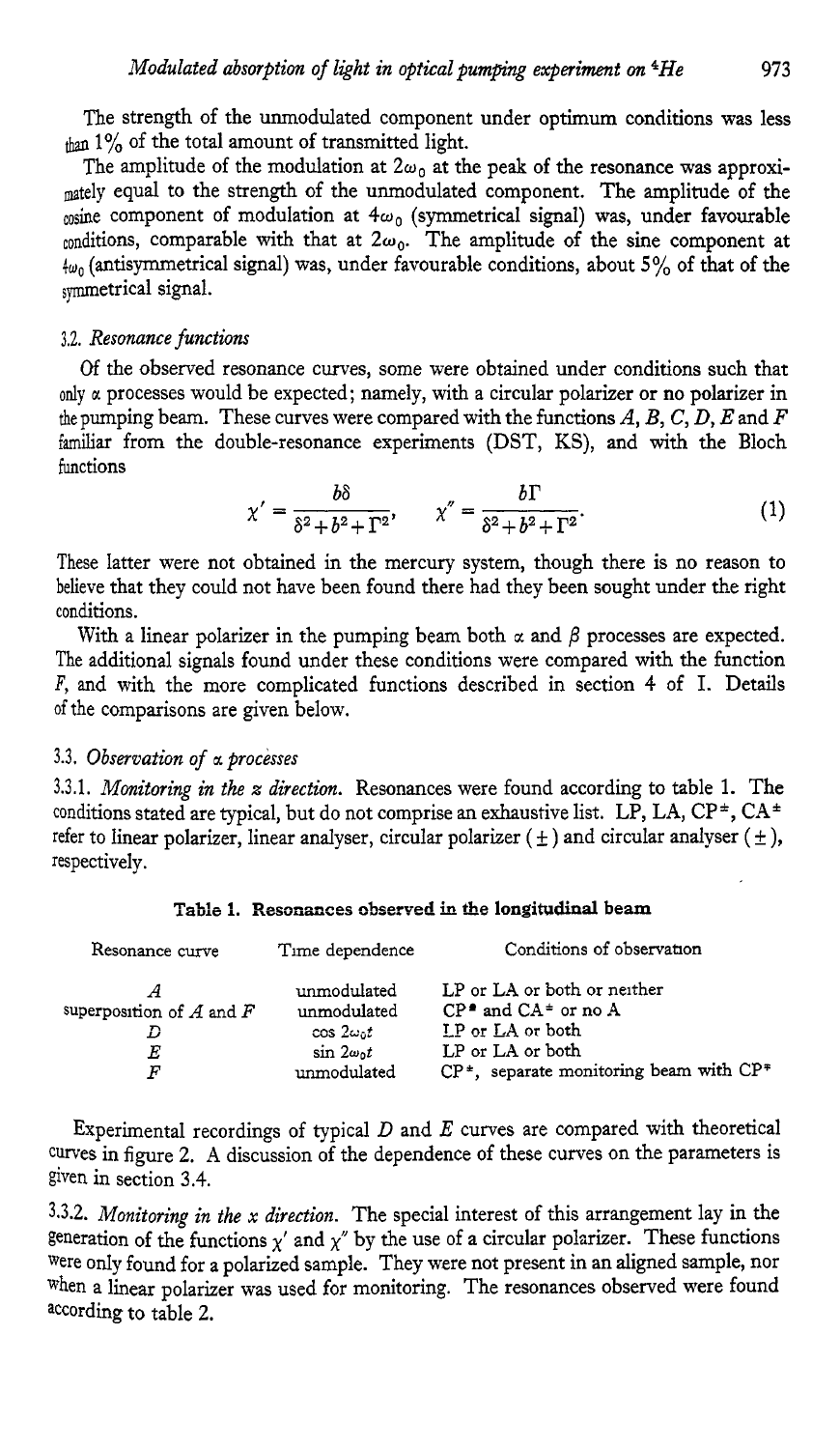The strength of the unmodulated component under optimum conditions was less than 1% of the total amount of transmitted light.

The amplitude of the modulation at $2\omega_0$ at the peak of the resonance was approximately equal to the strength of the unmodulated component. The amplitude of the cosine component of modulation at $4\omega_0$ (symmetrical signal) was, under favourable conditions, comparable with that at $2\omega_0$. The amplitude of the sine component at $4\omega_0$ (antisymmetrical signal) was, under favourable conditions, about 5% of that of the symmetrical signal.

### 3.2. *Resonance functions*

Of the observed resonance curves, some were obtained under conditions such that only $\alpha$ processes would be expected; namely, with a circular polarizer or no polarizer in the pumping beam. These curves were compared with the functions $A$, $B$, $C$, $D$, $E$ and $F$ familiar from the double-resonance experiments (DST, KS), and with the Bloch functions

$$\chi' = \frac{b\delta}{\delta^2+b^2+\Gamma^2}, \qquad \chi'' = \frac{b\Gamma}{\delta^2+b^2+\Gamma^2}. \tag{1}$$

These latter were not obtained in the mercury system, though there is no reason to believe that they could not have been found there had they been sought under the right conditions.

With a linear polarizer in the pumping beam both $\alpha$ and $\beta$ processes are expected. The additional signals found under these conditions were compared with the function $F$, and with the more complicated functions described in section 4 of I. Details of the comparisons are given below.

### 3.3. *Observation of $\alpha$ processes*

3.3.1. *Monitoring in the z direction.* Resonances were found according to table 1. The conditions stated are typical, but do not comprise an exhaustive list. LP, LA, CP$^\pm$, CA$^\pm$ refer to linear polarizer, linear analyser, circular polarizer ($\pm$) and circular analyser ($\pm$), respectively.

**Table 1. Resonances observed in the longitudinal beam**

| Resonance curve | Time dependence | Conditions of observation |
|---|---|---|
| $A$ | unmodulated | LP or LA or both or neither |
| superposition of $A$ and $F$ | unmodulated | CP$^\pm$ and CA$^\pm$ or no A |
| $D$ | $\cos 2\omega_0 t$ | LP or LA or both |
| $E$ | $\sin 2\omega_0 t$ | LP or LA or both |
| $F$ | unmodulated | CP$^\pm$, separate monitoring beam with CP$^\pm$ |

Experimental recordings of typical $D$ and $E$ curves are compared with theoretical curves in figure 2. A discussion of the dependence of these curves on the parameters is given in section 3.4.

3.3.2. *Monitoring in the x direction.* The special interest of this arrangement lay in the generation of the functions $\chi'$ and $\chi''$ by the use of a circular polarizer. These functions were only found for a polarized sample. They were not present in an aligned sample, nor when a linear polarizer was used for monitoring. The resonances observed were found according to table 2.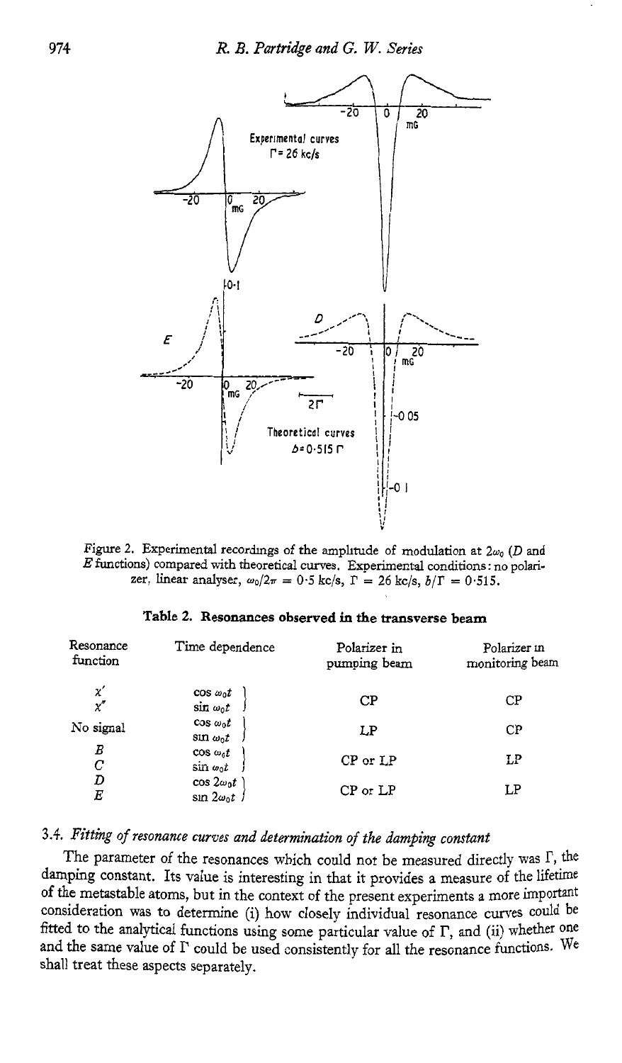Figure 2. Experimental recordings of the amplitude of modulation at $2\omega_0$ ($D$ and $E$ functions) compared with theoretical curves. Experimental conditions: no polarizer, linear analyser, $\omega_0/2\pi = 0.5$ kc/s, $\Gamma = 26$ kc/s, $b/\Gamma = 0.515$.

**Table 2. Resonances observed in the transverse beam**

| Resonance function | Time dependence | Polarizer in pumping beam | Polarizer in monitoring beam |
|---|---|---|---|
| $\chi'$ | $\cos \omega_0 t$ | CP | CP |
| $\chi''$ | $\sin \omega_0 t$ | | |
| No signal | $\cos \omega_0 t$ | LP | CP |
| | $\sin \omega_0 t$ | | |
| $B$ | $\cos \omega_0 t$ | CP or LP | LP |
| $C$ | $\sin \omega_0 t$ | | |
| $D$ | $\cos 2\omega_0 t$ | CP or LP | LP |
| $E$ | $\sin 2\omega_0 t$ | | |

### 3.4. *Fitting of resonance curves and determination of the damping constant*

The parameter of the resonances which could not be measured directly was $\Gamma$, the damping constant. Its value is interesting in that it provides a measure of the lifetime of the metastable atoms, but in the context of the present experiments a more important consideration was to determine (i) how closely individual resonance curves could be fitted to the analytical functions using some particular value of $\Gamma$, and (ii) whether one and the same value of $\Gamma$ could be used consistently for all the resonance functions. We shall treat these aspects separately.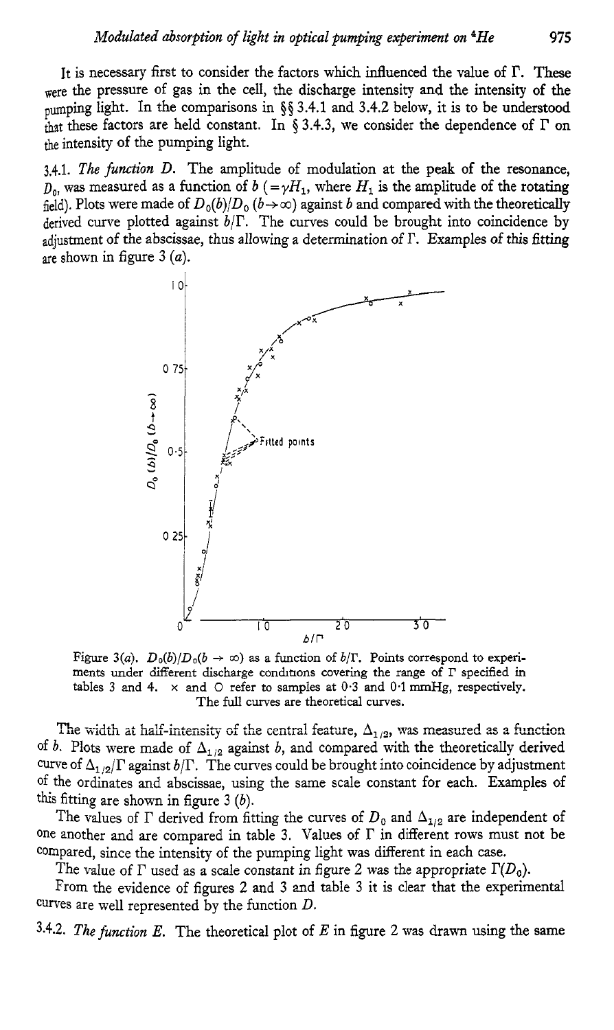It is necessary first to consider the factors which influenced the value of $\Gamma$. These were the pressure of gas in the cell, the discharge intensity and the intensity of the pumping light. In the comparisons in §§ 3.4.1 and 3.4.2 below, it is to be understood that these factors are held constant. In § 3.4.3, we consider the dependence of $\Gamma$ on the intensity of the pumping light.

3.4.1. *The function D.* The amplitude of modulation at the peak of the resonance, $D_0$, was measured as a function of $b$ ($=\gamma H_1$, where $H_1$ is the amplitude of the rotating field). Plots were made of $D_0(b)/D_0$ ($b \to \infty$) against $b$ and compared with the theoretically derived curve plotted against $b/\Gamma$. The curves could be brought into coincidence by adjustment of the abscissae, thus allowing a determination of $\Gamma$. Examples of this fitting are shown in figure 3 (*a*).

Figure 3(*a*). $D_0(b)/D_0(b \to \infty)$ as a function of $b/\Gamma$. Points correspond to experiments under different discharge conditions covering the range of $\Gamma$ specified in tables 3 and 4. × and O refer to samples at 0·3 and 0·1 mmHg, respectively. The full curves are theoretical curves.

The width at half-intensity of the central feature, $\Delta_{1/2}$, was measured as a function of $b$. Plots were made of $\Delta_{1/2}$ against $b$, and compared with the theoretically derived curve of $\Delta_{1/2}/\Gamma$ against $b/\Gamma$. The curves could be brought into coincidence by adjustment of the ordinates and abscissae, using the same scale constant for each. Examples of this fitting are shown in figure 3 (*b*).

The values of $\Gamma$ derived from fitting the curves of $D_0$ and $\Delta_{1/2}$ are independent of one another and are compared in table 3. Values of $\Gamma$ in different rows must not be compared, since the intensity of the pumping light was different in each case.

The value of $\Gamma$ used as a scale constant in figure 2 was the appropriate $\Gamma(D_0)$.

From the evidence of figures 2 and 3 and table 3 it is clear that the experimental curves are well represented by the function $D$.

3.4.2. *The function E.* The theoretical plot of $E$ in figure 2 was drawn using the same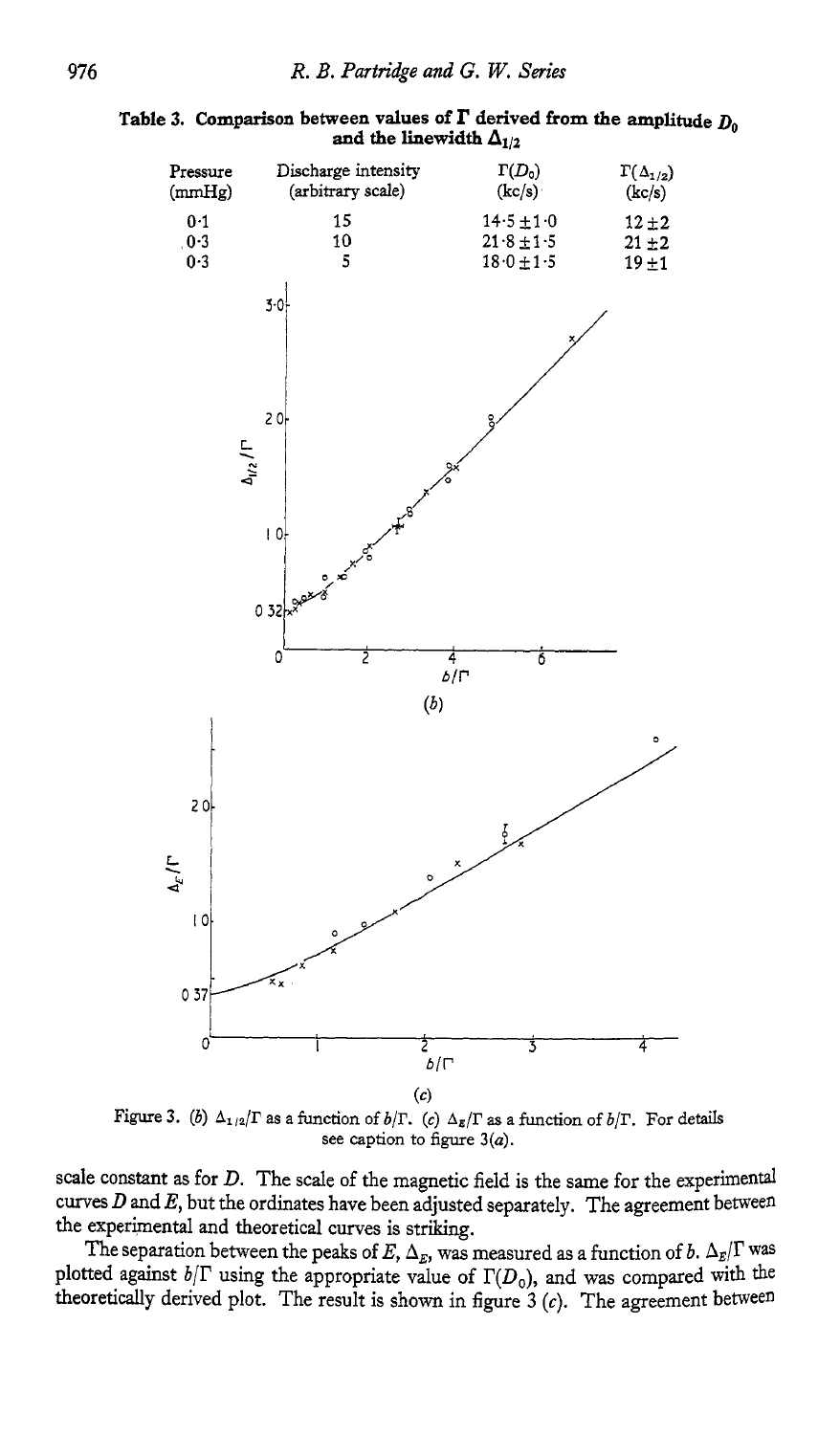Table 3. Comparison between values of $\Gamma$ derived from the amplitude $D_0$ and the linewidth $\Delta_{1/2}$

| Pressure (mmHg) | Discharge intensity (arbitrary scale) | $\Gamma(D_0)$ (kc/s) | $\Gamma(\Delta_{1/2})$ (kc/s) |
|---|---|---|---|
| 0·1 | 15 | 14·5 ± 1·0 | 12 ± 2 |
| 0·3 | 10 | 21·8 ± 1·5 | 21 ± 2 |
| 0·3 | 5 | 18·0 ± 1·5 | 19 ± 1 |

Figure 3. (b) $\Delta_{1/2}/\Gamma$ as a function of $b/\Gamma$. (c) $\Delta_E/\Gamma$ as a function of $b/\Gamma$. For details see caption to figure 3(a).

scale constant as for $D$. The scale of the magnetic field is the same for the experimental curves $D$ and $E$, but the ordinates have been adjusted separately. The agreement between the experimental and theoretical curves is striking.

The separation between the peaks of $E$, $\Delta_E$, was measured as a function of $b$. $\Delta_E/\Gamma$ was plotted against $b/\Gamma$ using the appropriate value of $\Gamma(D_0)$, and was compared with the theoretically derived plot. The result is shown in figure 3 (c). The agreement between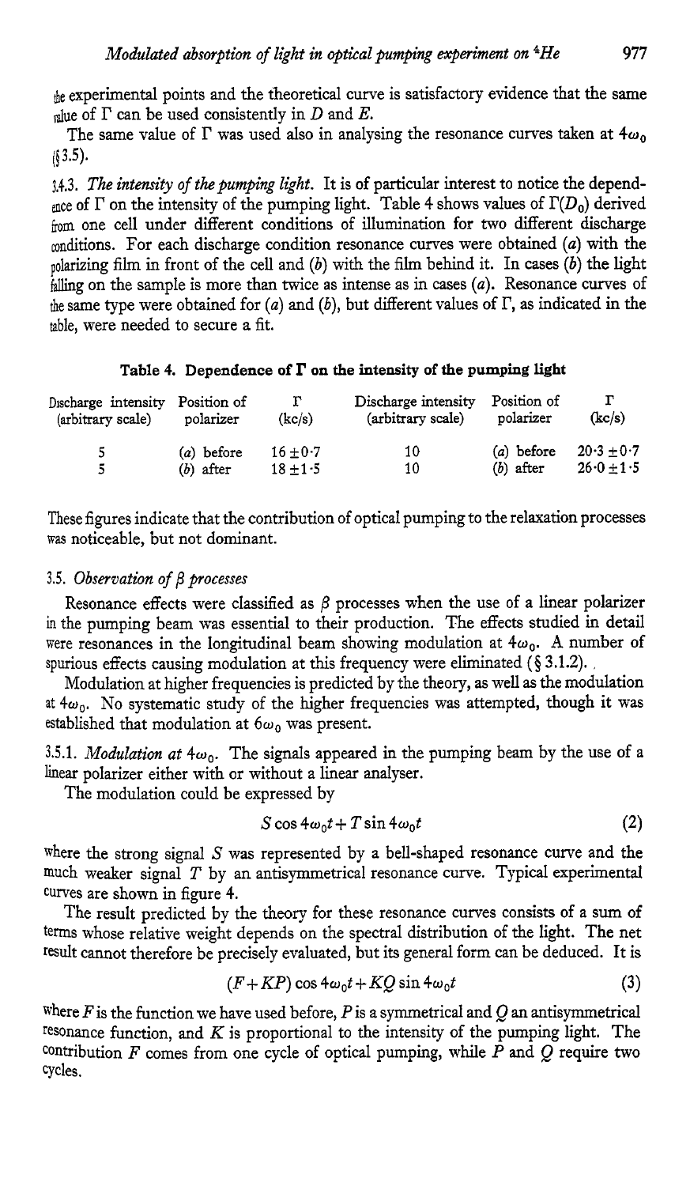the experimental points and the theoretical curve is satisfactory evidence that the same value of $\Gamma$ can be used consistently in $D$ and $E$.

The same value of $\Gamma$ was used also in analysing the resonance curves taken at $4\omega_0$ (§3.5).

3.4.3. *The intensity of the pumping light.* It is of particular interest to notice the dependence of $\Gamma$ on the intensity of the pumping light. Table 4 shows values of $\Gamma(D_0)$ derived from one cell under different conditions of illumination for two different discharge conditions. For each discharge condition resonance curves were obtained (*a*) with the polarizing film in front of the cell and (*b*) with the film behind it. In cases (*b*) the light falling on the sample is more than twice as intense as in cases (*a*). Resonance curves of the same type were obtained for (*a*) and (*b*), but different values of $\Gamma$, as indicated in the table, were needed to secure a fit.

**Table 4. Dependence of Γ on the intensity of the pumping light**

| Discharge intensity (arbitrary scale) | Position of polarizer | $\Gamma$ (kc/s) | Discharge intensity (arbitrary scale) | Position of polarizer | $\Gamma$ (kc/s) |
|---|---|---|---|---|---|
| 5 | (*a*) before | $16 \pm 0{\cdot}7$ | 10 | (*a*) before | $20{\cdot}3 \pm 0{\cdot}7$ |
| 5 | (*b*) after | $18 \pm 1{\cdot}5$ | 10 | (*b*) after | $26{\cdot}0 \pm 1{\cdot}5$ |

These figures indicate that the contribution of optical pumping to the relaxation processes was noticeable, but not dominant.

### 3.5. *Observation of β processes*

Resonance effects were classified as $\beta$ processes when the use of a linear polarizer in the pumping beam was essential to their production. The effects studied in detail were resonances in the longitudinal beam showing modulation at $4\omega_0$. A number of spurious effects causing modulation at this frequency were eliminated (§ 3.1.2).

Modulation at higher frequencies is predicted by the theory, as well as the modulation at $4\omega_0$. No systematic study of the higher frequencies was attempted, though it was established that modulation at $6\omega_0$ was present.

3.5.1. *Modulation at $4\omega_0$.* The signals appeared in the pumping beam by the use of a linear polarizer either with or without a linear analyser.

The modulation could be expressed by

$$S \cos 4\omega_0 t + T \sin 4\omega_0 t \tag{2}$$

where the strong signal $S$ was represented by a bell-shaped resonance curve and the much weaker signal $T$ by an antisymmetrical resonance curve. Typical experimental curves are shown in figure 4.

The result predicted by the theory for these resonance curves consists of a sum of terms whose relative weight depends on the spectral distribution of the light. The net result cannot therefore be precisely evaluated, but its general form can be deduced. It is

$$(F + KP) \cos 4\omega_0 t + KQ \sin 4\omega_0 t \tag{3}$$

where $F$ is the function we have used before, $P$ is a symmetrical and $Q$ an antisymmetrical resonance function, and $K$ is proportional to the intensity of the pumping light. The contribution $F$ comes from one cycle of optical pumping, while $P$ and $Q$ require two cycles.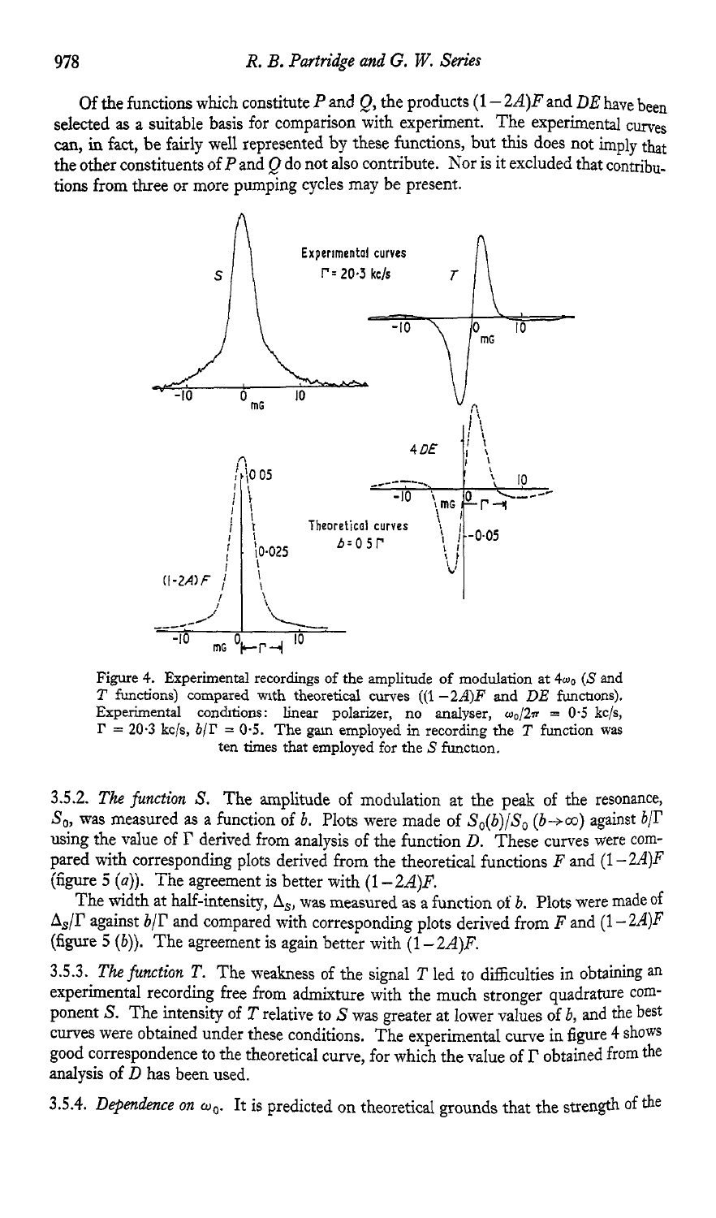Of the functions which constitute $P$ and $Q$, the products $(1-2A)F$ and $DE$ have been selected as a suitable basis for comparison with experiment. The experimental curves can, in fact, be fairly well represented by these functions, but this does not imply that the other constituents of $P$ and $Q$ do not also contribute. Nor is it excluded that contributions from three or more pumping cycles may be present.

Figure 4. Experimental recordings of the amplitude of modulation at $4\omega_0$ ($S$ and $T$ functions) compared with theoretical curves ($(1-2A)F$ and $DE$ functions). Experimental conditions: linear polarizer, no analyser, $\omega_0/2\pi = 0{\cdot}5$ kc/s, $\Gamma = 20{\cdot}3$ kc/s, $b/\Gamma = 0{\cdot}5$. The gain employed in recording the $T$ function was ten times that employed for the $S$ function.

3.5.2. *The function S.* The amplitude of modulation at the peak of the resonance, $S_0$, was measured as a function of $b$. Plots were made of $S_0(b)/S_0\,(b\to\infty)$ against $b/\Gamma$ using the value of $\Gamma$ derived from analysis of the function $D$. These curves were compared with corresponding plots derived from the theoretical functions $F$ and $(1-2A)F$ (figure 5 (*a*)). The agreement is better with $(1-2A)F$.

The width at half-intensity, $\Delta_S$, was measured as a function of $b$. Plots were made of $\Delta_S/\Gamma$ against $b/\Gamma$ and compared with corresponding plots derived from $F$ and $(1-2A)F$ (figure 5 (*b*)). The agreement is again better with $(1-2A)F$.

3.5.3. *The function T.* The weakness of the signal $T$ led to difficulties in obtaining an experimental recording free from admixture with the much stronger quadrature component $S$. The intensity of $T$ relative to $S$ was greater at lower values of $b$, and the best curves were obtained under these conditions. The experimental curve in figure 4 shows good correspondence to the theoretical curve, for which the value of $\Gamma$ obtained from the analysis of $D$ has been used.

3.5.4. *Dependence on $\omega_0$.* It is predicted on theoretical grounds that the strength of the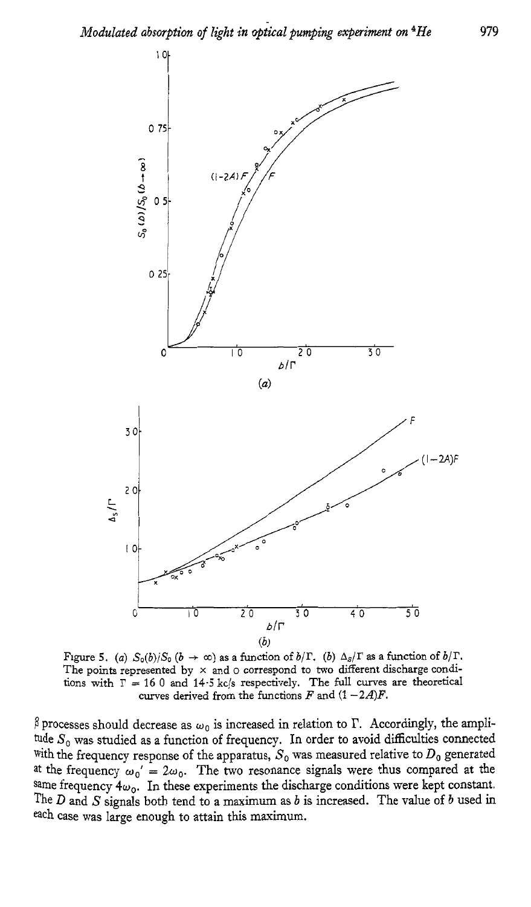Figure 5. (a) $S_0(b)/S_0$ ($b \to \infty$) as a function of $b/\Gamma$. (b) $\Delta_S/\Gamma$ as a function of $b/\Gamma$. The points represented by × and o correspond to two different discharge conditions with $\Gamma = 16.0$ and $14.5$ kc/s respectively. The full curves are theoretical curves derived from the functions $F$ and $(1-2A)F$.

$\beta$ processes should decrease as $\omega_0$ is increased in relation to $\Gamma$. Accordingly, the amplitude $S_0$ was studied as a function of frequency. In order to avoid difficulties connected with the frequency response of the apparatus, $S_0$ was measured relative to $D_0$ generated at the frequency $\omega_0' = 2\omega_0$. The two resonance signals were thus compared at the same frequency $4\omega_0$. In these experiments the discharge conditions were kept constant. The $D$ and $S$ signals both tend to a maximum as $b$ is increased. The value of $b$ used in each case was large enough to attain this maximum.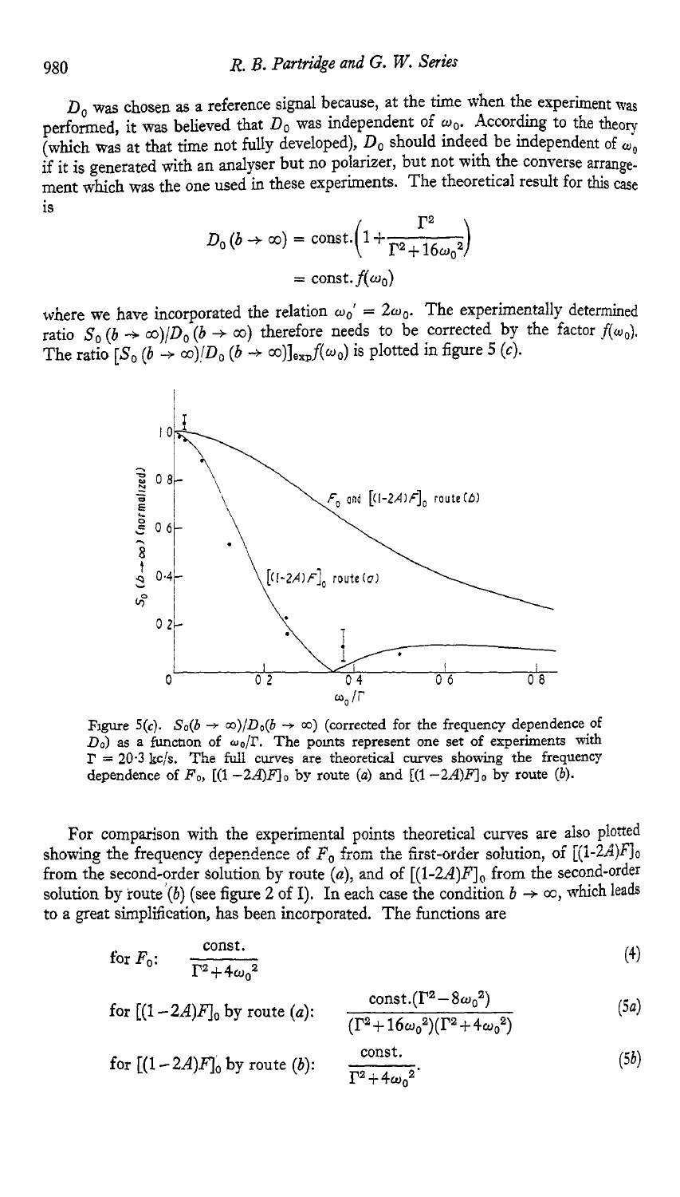$D_0$ was chosen as a reference signal because, at the time when the experiment was performed, it was believed that $D_0$ was independent of $\omega_0$. According to the theory (which was at that time not fully developed), $D_0$ should indeed be independent of $\omega_0$ if it is generated with an analyser but no polarizer, but not with the converse arrangement which was the one used in these experiments. The theoretical result for this case is

$$D_0(b \to \infty) = \text{const.}\left(1 + \frac{\Gamma^2}{\Gamma^2 + 16\omega_0^2}\right)$$

$$= \text{const.} f(\omega_0)$$

where we have incorporated the relation $\omega_0' = 2\omega_0$. The experimentally determined ratio $S_0(b \to \infty)/D_0(b \to \infty)$ therefore needs to be corrected by the factor $f(\omega_0)$. The ratio $[S_0(b \to \infty)/D_0(b \to \infty)]_{\text{exp}} f(\omega_0)$ is plotted in figure 5 (*c*).

Figure 5(*c*). $S_0(b \to \infty)/D_0(b \to \infty)$ (corrected for the frequency dependence of $D_0$) as a function of $\omega_0/\Gamma$. The points represent one set of experiments with $\Gamma$ = 20·3 kc/s. The full curves are theoretical curves showing the frequency dependence of $F_0$, $[(1-2A)F]_0$ by route (*a*) and $[(1-2A)F]_0$ by route (*b*).

For comparison with the experimental points theoretical curves are also plotted showing the frequency dependence of $F_0$ from the first-order solution, of $[(1\text{-}2A)F]_0$ from the second-order solution by route (*a*), and of $[(1\text{-}2A)F]_0$ from the second-order solution by route (*b*) (see figure 2 of I). In each case the condition $b \to \infty$, which leads to a great simplification, has been incorporated. The functions are

$$\text{for } F_0\text{:} \quad \frac{\text{const.}}{\Gamma^2 + 4\omega_0^2} \tag{4}$$

$$\text{for } [(1-2A)F]_0 \text{ by route } (a)\text{:} \quad \frac{\text{const.}(\Gamma^2 - 8\omega_0^2)}{(\Gamma^2 + 16\omega_0^2)(\Gamma^2 + 4\omega_0^2)} \tag{5a}$$

$$\text{for } [(1-2A)F]_0 \text{ by route } (b)\text{:} \quad \frac{\text{const.}}{\Gamma^2 + 4\omega_0^2}. \tag{5b}$$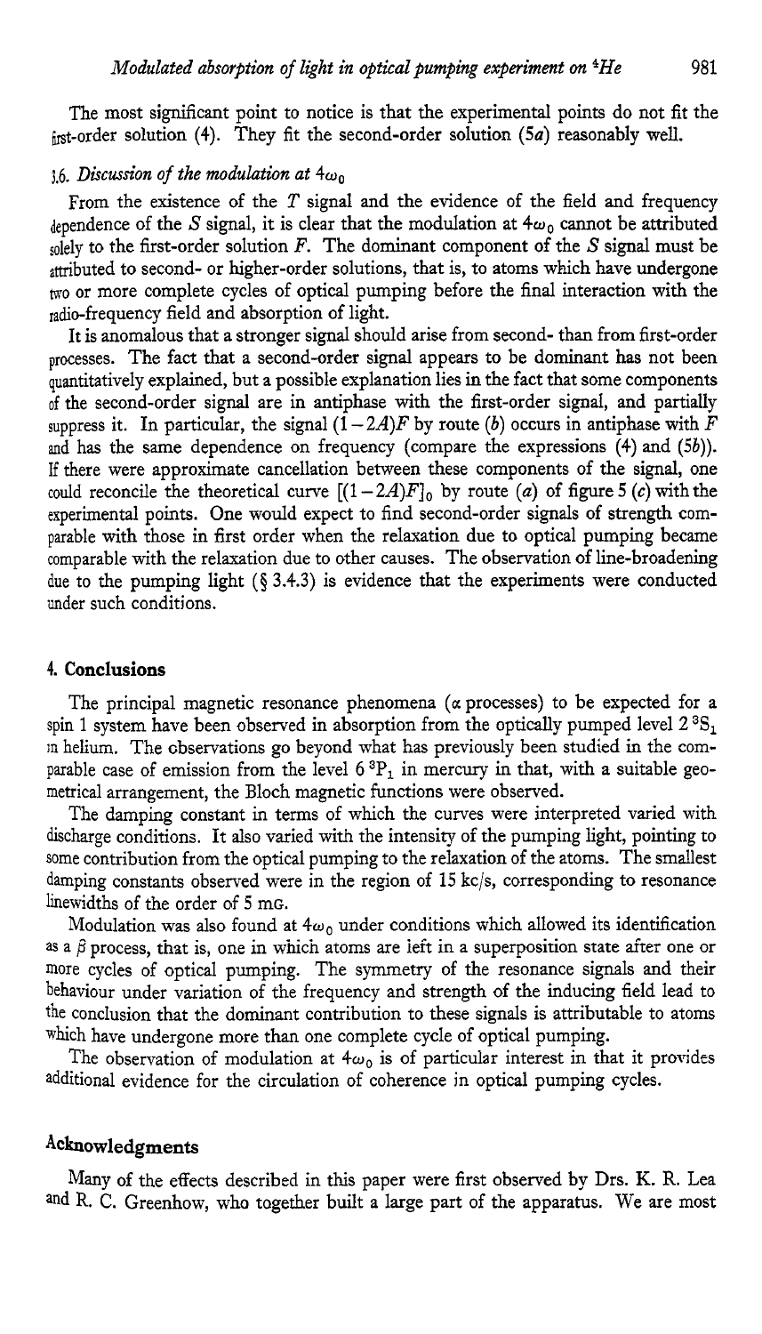The most significant point to notice is that the experimental points do not fit the first-order solution (4). They fit the second-order solution (5*a*) reasonably well.

### 3.6. *Discussion of the modulation at* $4\omega_0$

From the existence of the $T$ signal and the evidence of the field and frequency dependence of the $S$ signal, it is clear that the modulation at $4\omega_0$ cannot be attributed solely to the first-order solution $F$. The dominant component of the $S$ signal must be attributed to second- or higher-order solutions, that is, to atoms which have undergone two or more complete cycles of optical pumping before the final interaction with the radio-frequency field and absorption of light.

It is anomalous that a stronger signal should arise from second- than from first-order processes. The fact that a second-order signal appears to be dominant has not been quantitatively explained, but a possible explanation lies in the fact that some components of the second-order signal are in antiphase with the first-order signal, and partially suppress it. In particular, the signal $(1-2A)F$ by route (*b*) occurs in antiphase with $F$ and has the same dependence on frequency (compare the expressions (4) and (5*b*)). If there were approximate cancellation between these components of the signal, one could reconcile the theoretical curve $[(1-2A)F]_0$ by route (*a*) of figure 5 (*c*) with the experimental points. One would expect to find second-order signals of strength comparable with those in first order when the relaxation due to optical pumping became comparable with the relaxation due to other causes. The observation of line-broadening due to the pumping light (§ 3.4.3) is evidence that the experiments were conducted under such conditions.

## 4. Conclusions

The principal magnetic resonance phenomena ($\alpha$ processes) to be expected for a spin 1 system have been observed in absorption from the optically pumped level $2\,^3S_1$ in helium. The observations go beyond what has previously been studied in the comparable case of emission from the level $6\,^3P_1$ in mercury in that, with a suitable geometrical arrangement, the Bloch magnetic functions were observed.

The damping constant in terms of which the curves were interpreted varied with discharge conditions. It also varied with the intensity of the pumping light, pointing to some contribution from the optical pumping to the relaxation of the atoms. The smallest damping constants observed were in the region of 15 kc/s, corresponding to resonance linewidths of the order of 5 mG.

Modulation was also found at $4\omega_0$ under conditions which allowed its identification as a $\beta$ process, that is, one in which atoms are left in a superposition state after one or more cycles of optical pumping. The symmetry of the resonance signals and their behaviour under variation of the frequency and strength of the inducing field lead to the conclusion that the dominant contribution to these signals is attributable to atoms which have undergone more than one complete cycle of optical pumping.

The observation of modulation at $4\omega_0$ is of particular interest in that it provides additional evidence for the circulation of coherence in optical pumping cycles.

## Acknowledgments

Many of the effects described in this paper were first observed by Drs. K. R. Lea and R. C. Greenhow, who together built a large part of the apparatus. We are most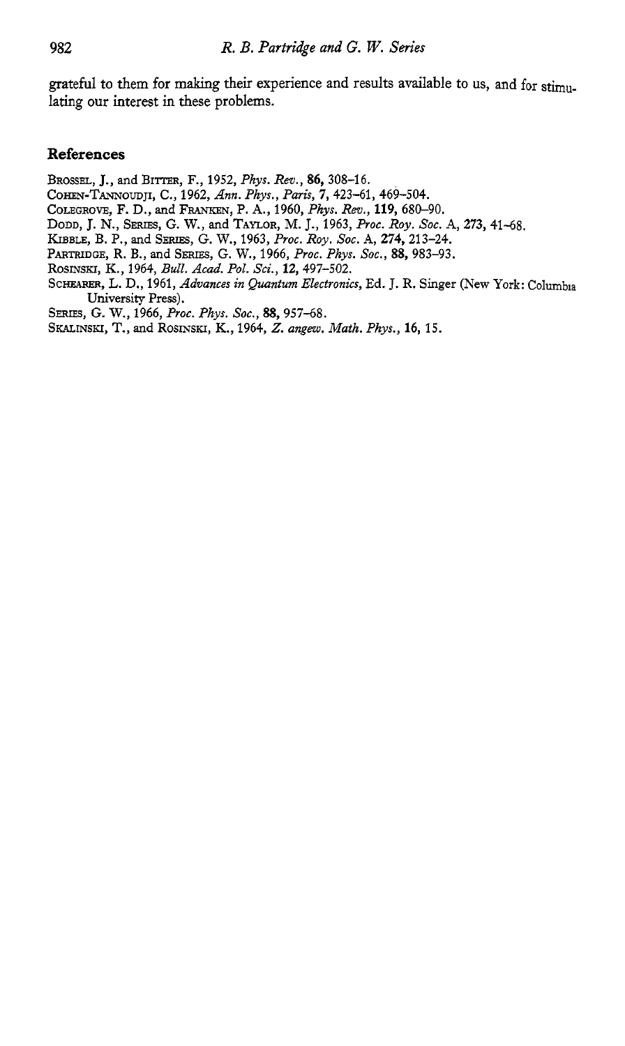grateful to them for making their experience and results available to us, and for stimulating our interest in these problems.

## References

Brossel, J., and Bitter, F., 1952, *Phys. Rev.*, **86**, 308–16.

Cohen-Tannoudji, C., 1962, *Ann. Phys., Paris*, **7**, 423–61, 469–504.

Colegrove, F. D., and Franken, P. A., 1960, *Phys. Rev.*, **119**, 680–90.

Dodd, J. N., Series, G. W., and Taylor, M. J., 1963, *Proc. Roy. Soc.* A, **273**, 41–68.

Kibble, B. P., and Series, G. W., 1963, *Proc. Roy. Soc.* A, **274**, 213–24.

Partridge, R. B., and Series, G. W., 1966, *Proc. Phys. Soc.*, **88**, 983–93.

Rosinski, K., 1964, *Bull. Acad. Pol. Sci.*, **12**, 497–502.

Schearer, L. D., 1961, *Advances in Quantum Electronics*, Ed. J. R. Singer (New York: Columbia University Press).

Series, G. W., 1966, *Proc. Phys. Soc.*, **88**, 957–68.

Skalinski, T., and Rosinski, K., 1964, *Z. angew. Math. Phys.*, **16**, 15.